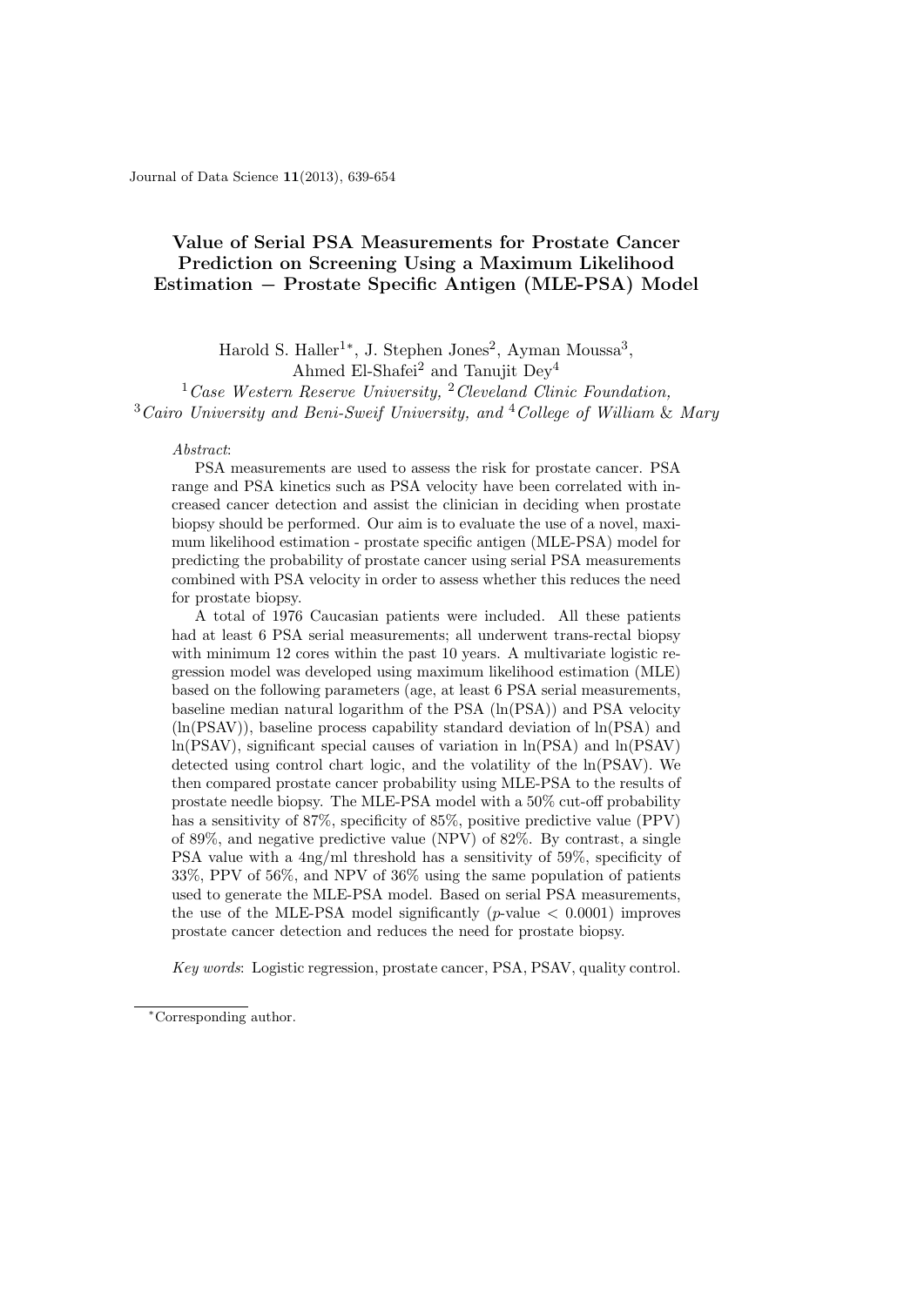# Value of Serial PSA Measurements for Prostate Cancer Prediction on Screening Using a Maximum Likelihood Estimation − Prostate Specific Antigen (MLE-PSA) Model

Harold S. Haller[1]*, J. Stephen Jones[2], Ayman Moussa[3], Ahmed El-Shafei[2] and Tanujit Dey[4]

[1] *Case Western Reserve University,* [2] *Cleveland Clinic Foundation,* [3] *Cairo University and Beni-Sweif University, and* [4] *College of William & Mary*

*Abstract*:

PSA measurements are used to assess the risk for prostate cancer. PSA range and PSA kinetics such as PSA velocity have been correlated with increased cancer detection and assist the clinician in deciding when prostate biopsy should be performed. Our aim is to evaluate the use of a novel, maximum likelihood estimation - prostate specific antigen (MLE-PSA) model for predicting the probability of prostate cancer using serial PSA measurements combined with PSA velocity in order to assess whether this reduces the need for prostate biopsy.

A total of 1976 Caucasian patients were included. All these patients had at least 6 PSA serial measurements; all underwent trans-rectal biopsy with minimum 12 cores within the past 10 years. A multivariate logistic regression model was developed using maximum likelihood estimation (MLE) based on the following parameters (age, at least 6 PSA serial measurements, baseline median natural logarithm of the PSA (ln(PSA)) and PSA velocity (ln(PSAV)), baseline process capability standard deviation of ln(PSA) and ln(PSAV), significant special causes of variation in ln(PSA) and ln(PSAV) detected using control chart logic, and the volatility of the ln(PSAV). We then compared prostate cancer probability using MLE-PSA to the results of prostate needle biopsy. The MLE-PSA model with a 50% cut-off probability has a sensitivity of 87%, specificity of 85%, positive predictive value (PPV) of 89%, and negative predictive value (NPV) of 82%. By contrast, a single PSA value with a 4ng/ml threshold has a sensitivity of 59%, specificity of 33%, PPV of 56%, and NPV of 36% using the same population of patients used to generate the MLE-PSA model. Based on serial PSA measurements, the use of the MLE-PSA model significantly ($p$-value $< 0.0001$) improves prostate cancer detection and reduces the need for prostate biopsy.

*Key words*: Logistic regression, prostate cancer, PSA, PSAV, quality control.

*Corresponding author.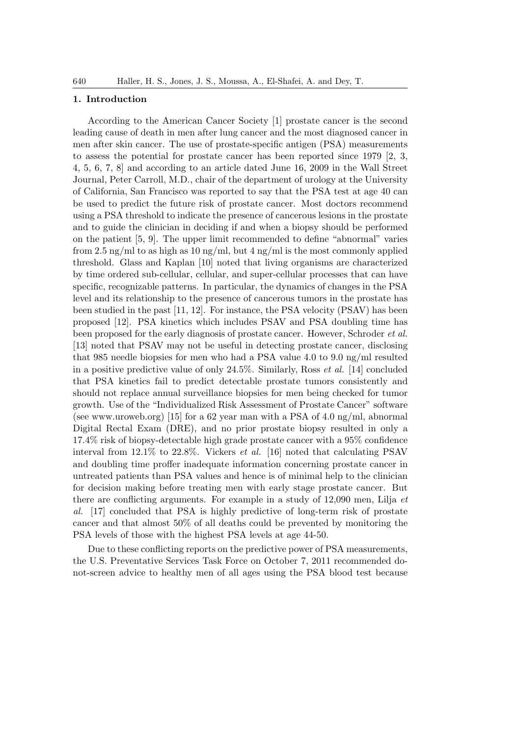## 1. Introduction

According to the American Cancer Society [1] prostate cancer is the second leading cause of death in men after lung cancer and the most diagnosed cancer in men after skin cancer. The use of prostate-specific antigen (PSA) measurements to assess the potential for prostate cancer has been reported since 1979 [2, 3, 4, 5, 6, 7, 8] and according to an article dated June 16, 2009 in the Wall Street Journal, Peter Carroll, M.D., chair of the department of urology at the University of California, San Francisco was reported to say that the PSA test at age 40 can be used to predict the future risk of prostate cancer. Most doctors recommend using a PSA threshold to indicate the presence of cancerous lesions in the prostate and to guide the clinician in deciding if and when a biopsy should be performed on the patient [5, 9]. The upper limit recommended to define "abnormal" varies from 2.5 ng/ml to as high as 10 ng/ml, but 4 ng/ml is the most commonly applied threshold. Glass and Kaplan [10] noted that living organisms are characterized by time ordered sub-cellular, cellular, and super-cellular processes that can have specific, recognizable patterns. In particular, the dynamics of changes in the PSA level and its relationship to the presence of cancerous tumors in the prostate has been studied in the past [11, 12]. For instance, the PSA velocity (PSAV) has been proposed [12]. PSA kinetics which includes PSAV and PSA doubling time has been proposed for the early diagnosis of prostate cancer. However, Schroder *et al.* [13] noted that PSAV may not be useful in detecting prostate cancer, disclosing that 985 needle biopsies for men who had a PSA value 4.0 to 9.0 ng/ml resulted in a positive predictive value of only 24.5%. Similarly, Ross *et al.* [14] concluded that PSA kinetics fail to predict detectable prostate tumors consistently and should not replace annual surveillance biopsies for men being checked for tumor growth. Use of the "Individualized Risk Assessment of Prostate Cancer" software (see www.uroweb.org) [15] for a 62 year man with a PSA of 4.0 ng/ml, abnormal Digital Rectal Exam (DRE), and no prior prostate biopsy resulted in only a 17.4% risk of biopsy-detectable high grade prostate cancer with a 95% confidence interval from 12.1% to 22.8%. Vickers *et al.* [16] noted that calculating PSAV and doubling time proffer inadequate information concerning prostate cancer in untreated patients than PSA values and hence is of minimal help to the clinician for decision making before treating men with early stage prostate cancer. But there are conflicting arguments. For example in a study of 12,090 men, Lilja *et al.* [17] concluded that PSA is highly predictive of long-term risk of prostate cancer and that almost 50% of all deaths could be prevented by monitoring the PSA levels of those with the highest PSA levels at age 44-50.

Due to these conflicting reports on the predictive power of PSA measurements, the U.S. Preventative Services Task Force on October 7, 2011 recommended do-not-screen advice to healthy men of all ages using the PSA blood test because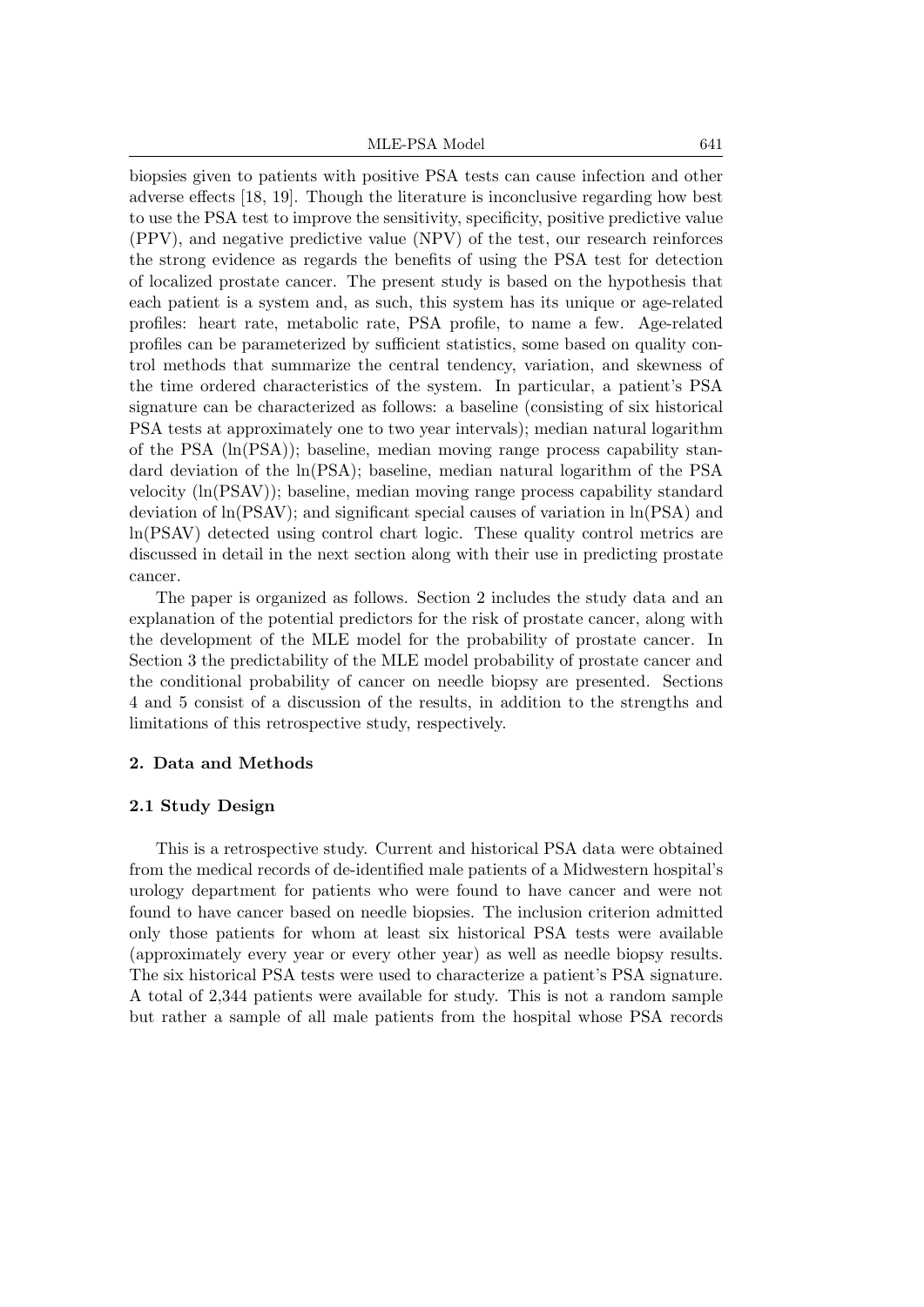biopsies given to patients with positive PSA tests can cause infection and other adverse effects [18, 19]. Though the literature is inconclusive regarding how best to use the PSA test to improve the sensitivity, specificity, positive predictive value (PPV), and negative predictive value (NPV) of the test, our research reinforces the strong evidence as regards the benefits of using the PSA test for detection of localized prostate cancer. The present study is based on the hypothesis that each patient is a system and, as such, this system has its unique or age-related profiles: heart rate, metabolic rate, PSA profile, to name a few. Age-related profiles can be parameterized by sufficient statistics, some based on quality control methods that summarize the central tendency, variation, and skewness of the time ordered characteristics of the system. In particular, a patient's PSA signature can be characterized as follows: a baseline (consisting of six historical PSA tests at approximately one to two year intervals); median natural logarithm of the PSA (ln(PSA)); baseline, median moving range process capability standard deviation of the ln(PSA); baseline, median natural logarithm of the PSA velocity (ln(PSAV)); baseline, median moving range process capability standard deviation of ln(PSAV); and significant special causes of variation in ln(PSA) and ln(PSAV) detected using control chart logic. These quality control metrics are discussed in detail in the next section along with their use in predicting prostate cancer.

The paper is organized as follows. Section 2 includes the study data and an explanation of the potential predictors for the risk of prostate cancer, along with the development of the MLE model for the probability of prostate cancer. In Section 3 the predictability of the MLE model probability of prostate cancer and the conditional probability of cancer on needle biopsy are presented. Sections 4 and 5 consist of a discussion of the results, in addition to the strengths and limitations of this retrospective study, respectively.

## 2. Data and Methods

### 2.1 Study Design

This is a retrospective study. Current and historical PSA data were obtained from the medical records of de-identified male patients of a Midwestern hospital's urology department for patients who were found to have cancer and were not found to have cancer based on needle biopsies. The inclusion criterion admitted only those patients for whom at least six historical PSA tests were available (approximately every year or every other year) as well as needle biopsy results. The six historical PSA tests were used to characterize a patient's PSA signature. A total of 2,344 patients were available for study. This is not a random sample but rather a sample of all male patients from the hospital whose PSA records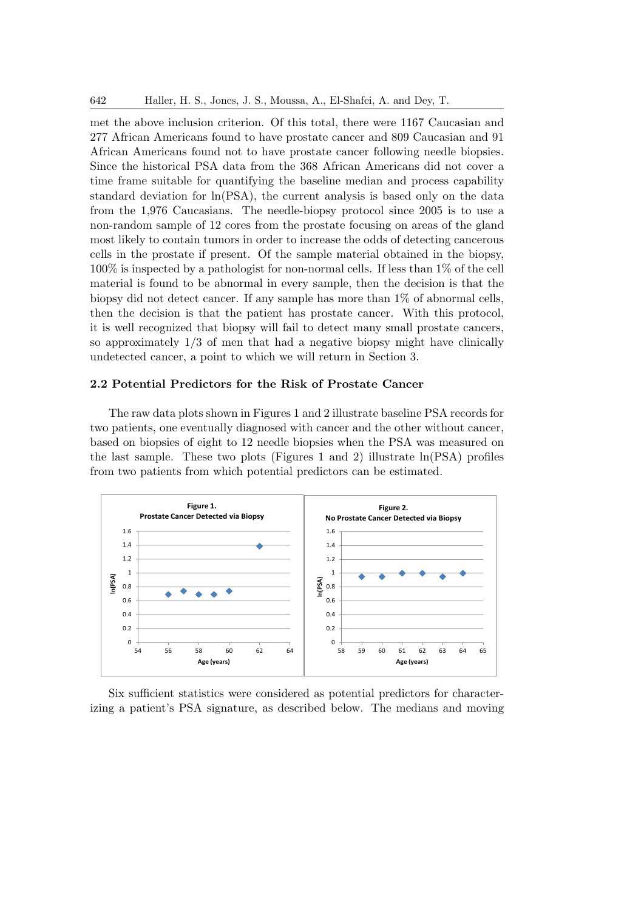met the above inclusion criterion. Of this total, there were 1167 Caucasian and 277 African Americans found to have prostate cancer and 809 Caucasian and 91 African Americans found not to have prostate cancer following needle biopsies. Since the historical PSA data from the 368 African Americans did not cover a time frame suitable for quantifying the baseline median and process capability standard deviation for ln(PSA), the current analysis is based only on the data from the 1,976 Caucasians. The needle-biopsy protocol since 2005 is to use a non-random sample of 12 cores from the prostate focusing on areas of the gland most likely to contain tumors in order to increase the odds of detecting cancerous cells in the prostate if present. Of the sample material obtained in the biopsy, 100% is inspected by a pathologist for non-normal cells. If less than 1% of the cell material is found to be abnormal in every sample, then the decision is that the biopsy did not detect cancer. If any sample has more than 1% of abnormal cells, then the decision is that the patient has prostate cancer. With this protocol, it is well recognized that biopsy will fail to detect many small prostate cancers, so approximately 1/3 of men that had a negative biopsy might have clinically undetected cancer, a point to which we will return in Section 3.

### 2.2 Potential Predictors for the Risk of Prostate Cancer

The raw data plots shown in Figures 1 and 2 illustrate baseline PSA records for two patients, one eventually diagnosed with cancer and the other without cancer, based on biopsies of eight to 12 needle biopsies when the PSA was measured on the last sample. These two plots (Figures 1 and 2) illustrate ln(PSA) profiles from two patients from which potential predictors can be estimated.

**Figure 1. Prostate Cancer Detected via Biopsy**

**Figure 2. No Prostate Cancer Detected via Biopsy**

Six sufficient statistics were considered as potential predictors for characterizing a patient's PSA signature, as described below. The medians and moving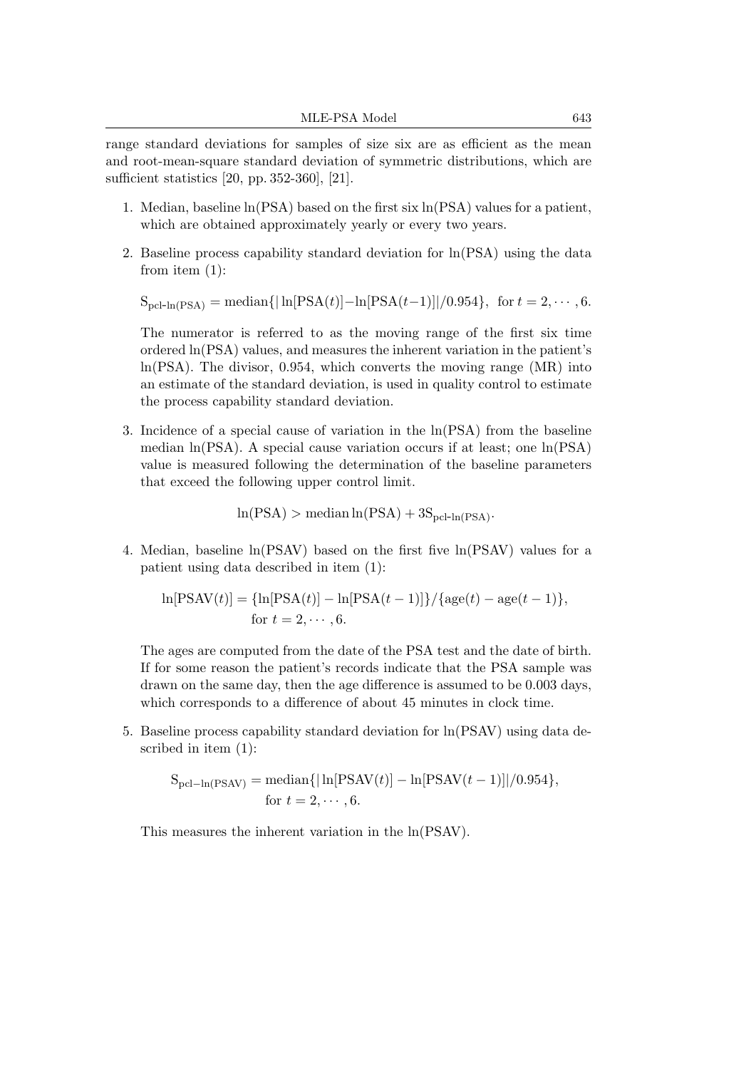range standard deviations for samples of size six are as efficient as the mean and root-mean-square standard deviation of symmetric distributions, which are sufficient statistics [20, pp. 352-360], [21].

1. Median, baseline ln(PSA) based on the first six ln(PSA) values for a patient, which are obtained approximately yearly or every two years.

2. Baseline process capability standard deviation for ln(PSA) using the data from item (1):

   $\mathrm{S}_{\text{pcl-ln(PSA)}} = \text{median}\{|\ln[\text{PSA}(t)] - \ln[\text{PSA}(t-1)]|/0.954\}$, for $t = 2, \cdots, 6$.

   The numerator is referred to as the moving range of the first six time ordered ln(PSA) values, and measures the inherent variation in the patient's ln(PSA). The divisor, 0.954, which converts the moving range (MR) into an estimate of the standard deviation, is used in quality control to estimate the process capability standard deviation.

3. Incidence of a special cause of variation in the ln(PSA) from the baseline median ln(PSA). A special cause variation occurs if at least; one ln(PSA) value is measured following the determination of the baseline parameters that exceed the following upper control limit.

   $$\ln(\text{PSA}) > \text{median} \ln(\text{PSA}) + 3\mathrm{S}_{\text{pcl-ln(PSA)}}.$$

4. Median, baseline ln(PSAV) based on the first five ln(PSAV) values for a patient using data described in item (1):

   $$\ln[\text{PSAV}(t)] = \{\ln[\text{PSA}(t)] - \ln[\text{PSA}(t-1)]\}/\{\text{age}(t) - \text{age}(t-1)\},$$
   $$\text{for } t = 2, \cdots, 6.$$

   The ages are computed from the date of the PSA test and the date of birth. If for some reason the patient's records indicate that the PSA sample was drawn on the same day, then the age difference is assumed to be 0.003 days, which corresponds to a difference of about 45 minutes in clock time.

5. Baseline process capability standard deviation for ln(PSAV) using data described in item (1):

   $$\mathrm{S}_{\text{pcl}-\ln(\text{PSAV})} = \text{median}\{|\ln[\text{PSAV}(t)] - \ln[\text{PSAV}(t-1)]|/0.954\},$$
   $$\text{for } t = 2, \cdots, 6.$$

   This measures the inherent variation in the ln(PSAV).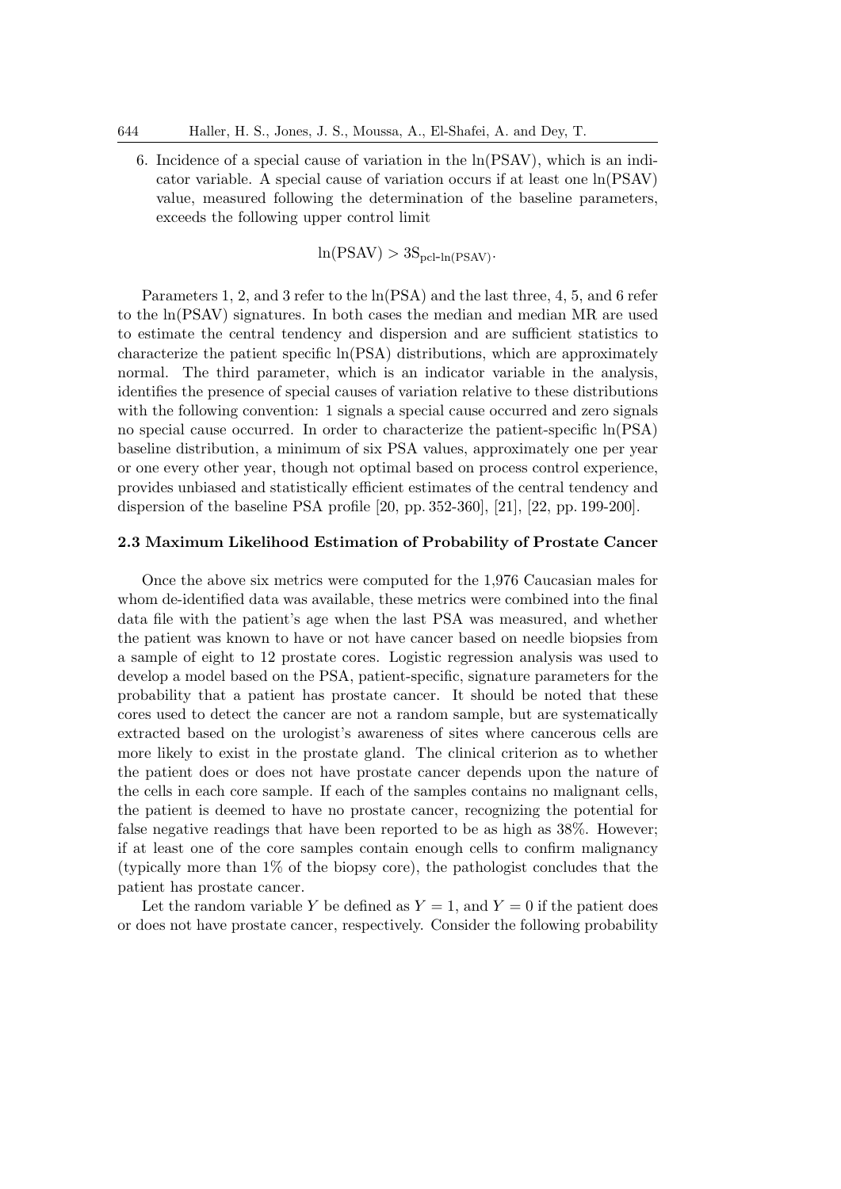6. Incidence of a special cause of variation in the ln(PSAV), which is an indicator variable. A special cause of variation occurs if at least one ln(PSAV) value, measured following the determination of the baseline parameters, exceeds the following upper control limit

$$\ln(\text{PSAV}) > 3\text{S}_{\text{pcl-ln(PSAV)}}.$$

Parameters 1, 2, and 3 refer to the ln(PSA) and the last three, 4, 5, and 6 refer to the ln(PSAV) signatures. In both cases the median and median MR are used to estimate the central tendency and dispersion and are sufficient statistics to characterize the patient specific ln(PSA) distributions, which are approximately normal. The third parameter, which is an indicator variable in the analysis, identifies the presence of special causes of variation relative to these distributions with the following convention: 1 signals a special cause occurred and zero signals no special cause occurred. In order to characterize the patient-specific ln(PSA) baseline distribution, a minimum of six PSA values, approximately one per year or one every other year, though not optimal based on process control experience, provides unbiased and statistically efficient estimates of the central tendency and dispersion of the baseline PSA profile [20, pp. 352-360], [21], [22, pp. 199-200].

### 2.3 Maximum Likelihood Estimation of Probability of Prostate Cancer

Once the above six metrics were computed for the 1,976 Caucasian males for whom de-identified data was available, these metrics were combined into the final data file with the patient's age when the last PSA was measured, and whether the patient was known to have or not have cancer based on needle biopsies from a sample of eight to 12 prostate cores. Logistic regression analysis was used to develop a model based on the PSA, patient-specific, signature parameters for the probability that a patient has prostate cancer. It should be noted that these cores used to detect the cancer are not a random sample, but are systematically extracted based on the urologist's awareness of sites where cancerous cells are more likely to exist in the prostate gland. The clinical criterion as to whether the patient does or does not have prostate cancer depends upon the nature of the cells in each core sample. If each of the samples contains no malignant cells, the patient is deemed to have no prostate cancer, recognizing the potential for false negative readings that have been reported to be as high as 38%. However; if at least one of the core samples contain enough cells to confirm malignancy (typically more than 1% of the biopsy core), the pathologist concludes that the patient has prostate cancer.

Let the random variable $Y$ be defined as $Y = 1$, and $Y = 0$ if the patient does or does not have prostate cancer, respectively. Consider the following probability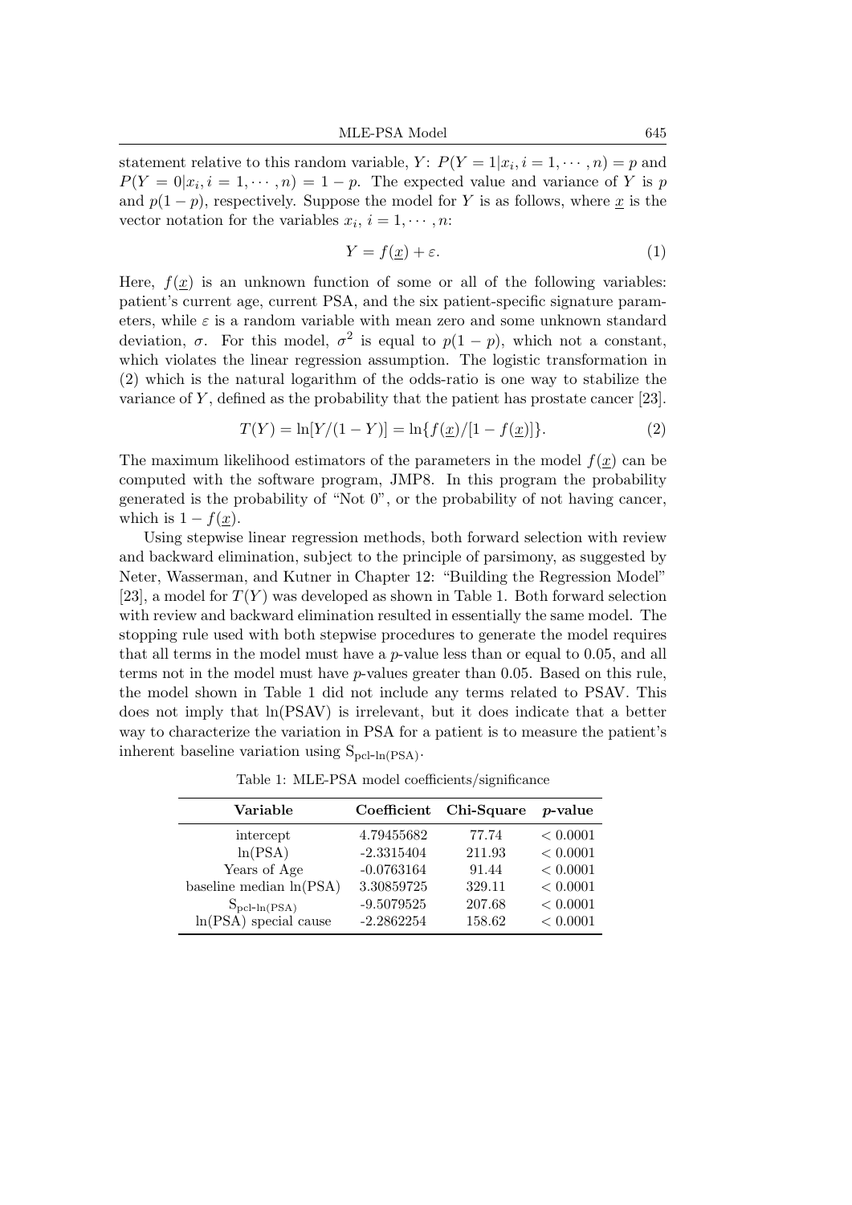statement relative to this random variable, $Y$: $P(Y = 1|x_i, i = 1, \cdots, n) = p$ and $P(Y = 0|x_i, i = 1, \cdots, n) = 1 - p$. The expected value and variance of $Y$ is $p$ and $p(1-p)$, respectively. Suppose the model for $Y$ is as follows, where $\underline{x}$ is the vector notation for the variables $x_i$, $i = 1, \cdots, n$:

$$Y = f(\underline{x}) + \varepsilon. \tag{1}$$

Here, $f(\underline{x})$ is an unknown function of some or all of the following variables: patient's current age, current PSA, and the six patient-specific signature parameters, while $\varepsilon$ is a random variable with mean zero and some unknown standard deviation, $\sigma$. For this model, $\sigma^2$ is equal to $p(1-p)$, which not a constant, which violates the linear regression assumption. The logistic transformation in (2) which is the natural logarithm of the odds-ratio is one way to stabilize the variance of $Y$, defined as the probability that the patient has prostate cancer [23].

$$T(Y) = \ln[Y/(1-Y)] = \ln\{f(\underline{x})/[1 - f(\underline{x})]\}. \tag{2}$$

The maximum likelihood estimators of the parameters in the model $f(\underline{x})$ can be computed with the software program, JMP8. In this program the probability generated is the probability of "Not 0", or the probability of not having cancer, which is $1 - f(\underline{x})$.

Using stepwise linear regression methods, both forward selection with review and backward elimination, subject to the principle of parsimony, as suggested by Neter, Wasserman, and Kutner in Chapter 12: "Building the Regression Model" [23], a model for $T(Y)$ was developed as shown in Table 1. Both forward selection with review and backward elimination resulted in essentially the same model. The stopping rule used with both stepwise procedures to generate the model requires that all terms in the model must have a $p$-value less than or equal to 0.05, and all terms not in the model must have $p$-values greater than 0.05. Based on this rule, the model shown in Table 1 did not include any terms related to PSAV. This does not imply that ln(PSAV) is irrelevant, but it does indicate that a better way to characterize the variation in PSA for a patient is to measure the patient's inherent baseline variation using $S_{\text{pcl-ln(PSA)}}$.

Table 1: MLE-PSA model coefficients/significance

| Variable | Coefficient | Chi-Square | $p$-value |
|---|---|---|---|
| intercept | 4.79455682 | 77.74 | $< 0.0001$ |
| ln(PSA) | -2.3315404 | 211.93 | $< 0.0001$ |
| Years of Age | -0.0763164 | 91.44 | $< 0.0001$ |
| baseline median ln(PSA) | 3.30859725 | 329.11 | $< 0.0001$ |
| $S_{\text{pcl-ln(PSA)}}$ | -9.5079525 | 207.68 | $< 0.0001$ |
| ln(PSA) special cause | -2.2862254 | 158.62 | $< 0.0001$ |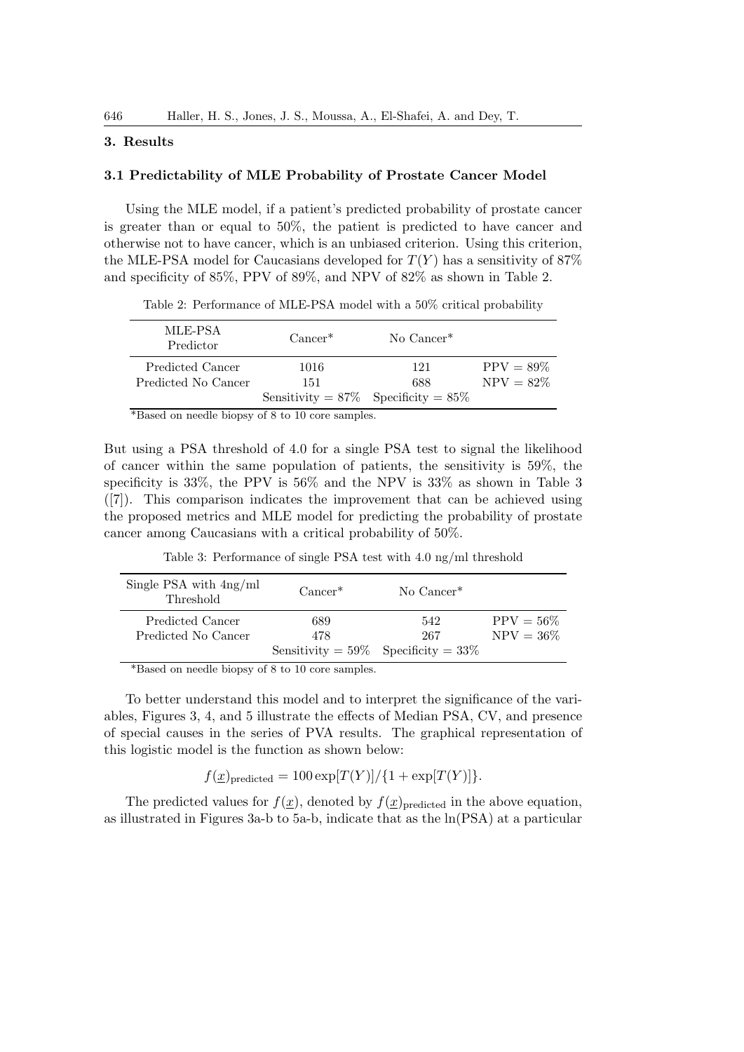## 3. Results

### 3.1 Predictability of MLE Probability of Prostate Cancer Model

Using the MLE model, if a patient's predicted probability of prostate cancer is greater than or equal to 50%, the patient is predicted to have cancer and otherwise not to have cancer, which is an unbiased criterion. Using this criterion, the MLE-PSA model for Caucasians developed for $T(Y)$ has a sensitivity of 87% and specificity of 85%, PPV of 89%, and NPV of 82% as shown in Table 2.

Table 2: Performance of MLE-PSA model with a 50% critical probability

| MLE-PSA Predictor | Cancer* | No Cancer* | |
|---|---|---|---|
| Predicted Cancer | 1016 | 121 | PPV = 89% |
| Predicted No Cancer | 151 | 688 | NPV = 82% |
| | Sensitivity = 87% | Specificity = 85% | |

*Based on needle biopsy of 8 to 10 core samples.

But using a PSA threshold of 4.0 for a single PSA test to signal the likelihood of cancer within the same population of patients, the sensitivity is 59%, the specificity is 33%, the PPV is 56% and the NPV is 33% as shown in Table 3 ([7]). This comparison indicates the improvement that can be achieved using the proposed metrics and MLE model for predicting the probability of prostate cancer among Caucasians with a critical probability of 50%.

Table 3: Performance of single PSA test with 4.0 ng/ml threshold

| Single PSA with 4ng/ml Threshold | Cancer* | No Cancer* | |
|---|---|---|---|
| Predicted Cancer | 689 | 542 | PPV = 56% |
| Predicted No Cancer | 478 | 267 | NPV = 36% |
| | Sensitivity = 59% | Specificity = 33% | |

*Based on needle biopsy of 8 to 10 core samples.

To better understand this model and to interpret the significance of the variables, Figures 3, 4, and 5 illustrate the effects of Median PSA, CV, and presence of special causes in the series of PVA results. The graphical representation of this logistic model is the function as shown below:

$$f(\underline{x})_{\text{predicted}} = 100 \exp[T(Y)]/\{1 + \exp[T(Y)]\}.$$

The predicted values for $f(\underline{x})$, denoted by $f(\underline{x})_{\text{predicted}}$ in the above equation, as illustrated in Figures 3a-b to 5a-b, indicate that as the ln(PSA) at a particular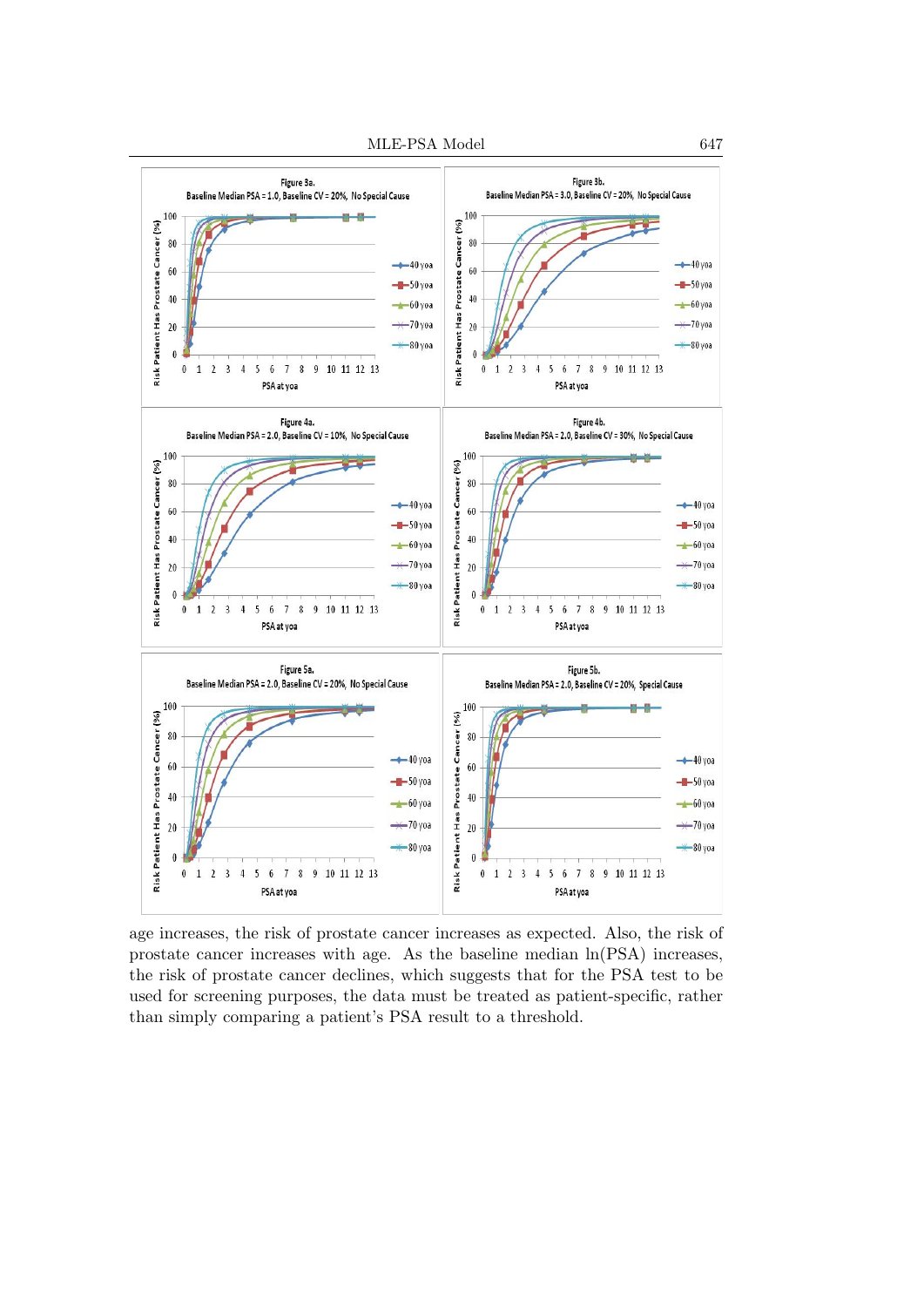Figure 3a. Baseline Median PSA = 1.0, Baseline CV = 20%, No Special Cause

Figure 3b. Baseline Median PSA = 3.0, Baseline CV = 20%, No Special Cause

Figure 4a. Baseline Median PSA = 2.0, Baseline CV = 10%, No Special Cause

Figure 4b. Baseline Median PSA = 2.0, Baseline CV = 30%, No Special Cause

Figure 5a. Baseline Median PSA = 2.0, Baseline CV = 20%, No Special Cause

Figure 5b. Baseline Median PSA = 2.0, Baseline CV = 20%, Special Cause

age increases, the risk of prostate cancer increases as expected. Also, the risk of prostate cancer increases with age. As the baseline median ln(PSA) increases, the risk of prostate cancer declines, which suggests that for the PSA test to be used for screening purposes, the data must be treated as patient-specific, rather than simply comparing a patient's PSA result to a threshold.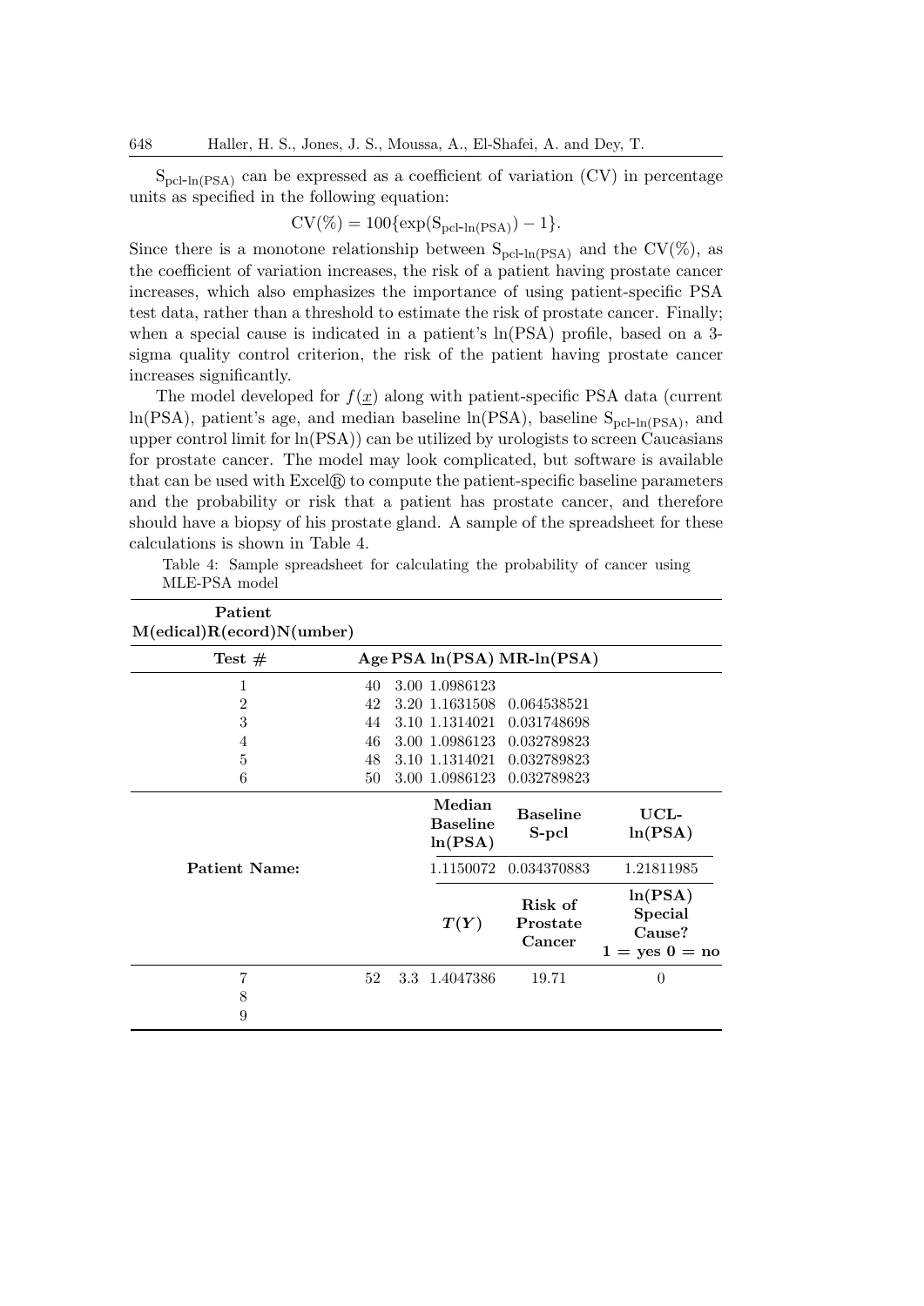$S_{pcl\text{-}ln(PSA)}$ can be expressed as a coefficient of variation (CV) in percentage units as specified in the following equation:

$$CV(\%) = 100\{\exp(S_{pcl\text{-}ln(PSA)}) - 1\}.$$

Since there is a monotone relationship between $S_{pcl\text{-}ln(PSA)}$ and the CV(%), as the coefficient of variation increases, the risk of a patient having prostate cancer increases, which also emphasizes the importance of using patient-specific PSA test data, rather than a threshold to estimate the risk of prostate cancer. Finally; when a special cause is indicated in a patient's ln(PSA) profile, based on a 3-sigma quality control criterion, the risk of the patient having prostate cancer increases significantly.

The model developed for $f(\underline{x})$ along with patient-specific PSA data (current ln(PSA), patient's age, and median baseline ln(PSA), baseline $S_{pcl\text{-}ln(PSA)}$, and upper control limit for ln(PSA)) can be utilized by urologists to screen Caucasians for prostate cancer. The model may look complicated, but software is available that can be used with Excel® to compute the patient-specific baseline parameters and the probability or risk that a patient has prostate cancer, and therefore should have a biopsy of his prostate gland. A sample of the spreadsheet for these calculations is shown in Table 4.

Table 4: Sample spreadsheet for calculating the probability of cancer using MLE-PSA model

| **Patient M(edical)R(ecord)N(umber)** | | | | | |
|---|---|---|---|---|---|
| **Test #** | **Age** | **PSA** | **ln(PSA)** | **MR-ln(PSA)** | |
| 1 | 40 | 3.00 | 1.0986123 | | |
| 2 | 42 | 3.20 | 1.1631508 | 0.064538521 | |
| 3 | 44 | 3.10 | 1.1314021 | 0.031748698 | |
| 4 | 46 | 3.00 | 1.0986123 | 0.032789823 | |
| 5 | 48 | 3.10 | 1.1314021 | 0.032789823 | |
| 6 | 50 | 3.00 | 1.0986123 | 0.032789823 | |
| | | | **Median Baseline ln(PSA)** | **Baseline S-pcl** | **UCL-ln(PSA)** |
| **Patient Name:** | | | 1.1150072 | 0.034370883 | 1.21811985 |
| | | | ***T(Y)*** | **Risk of Prostate Cancer** | **ln(PSA) Special Cause? 1 = yes 0 = no** |
| 7 | 52 | 3.3 | 1.4047386 | 19.71 | 0 |
| 8 | | | | | |
| 9 | | | | | |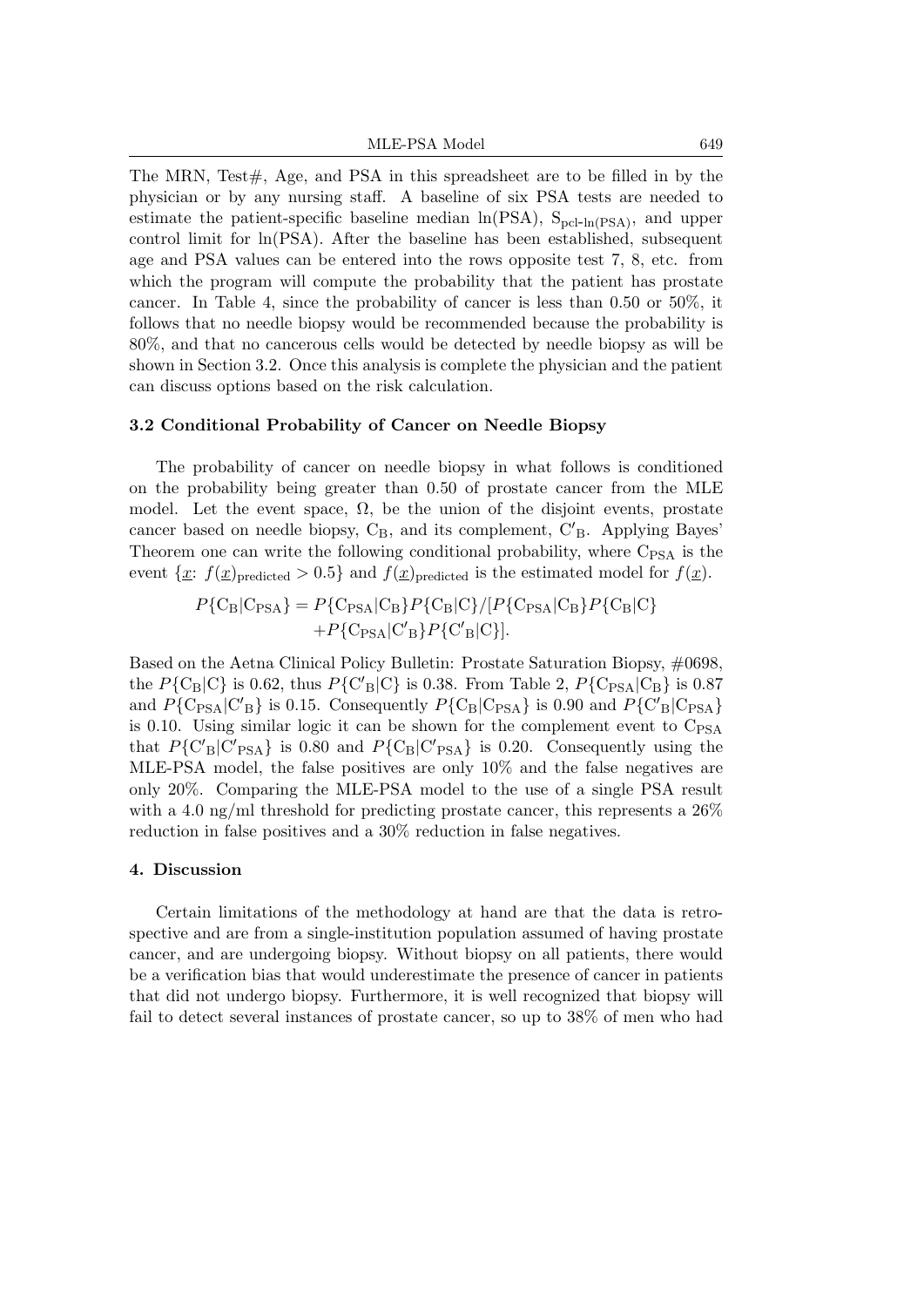The MRN, Test#, Age, and PSA in this spreadsheet are to be filled in by the physician or by any nursing staff. A baseline of six PSA tests are needed to estimate the patient-specific baseline median ln(PSA), $S_{\text{pcl-ln(PSA)}}$, and upper control limit for ln(PSA). After the baseline has been established, subsequent age and PSA values can be entered into the rows opposite test 7, 8, etc. from which the program will compute the probability that the patient has prostate cancer. In Table 4, since the probability of cancer is less than 0.50 or 50%, it follows that no needle biopsy would be recommended because the probability is 80%, and that no cancerous cells would be detected by needle biopsy as will be shown in Section 3.2. Once this analysis is complete the physician and the patient can discuss options based on the risk calculation.

### 3.2 Conditional Probability of Cancer on Needle Biopsy

The probability of cancer on needle biopsy in what follows is conditioned on the probability being greater than 0.50 of prostate cancer from the MLE model. Let the event space, $\Omega$, be the union of the disjoint events, prostate cancer based on needle biopsy, $\text{C}_\text{B}$, and its complement, $\text{C}'_\text{B}$. Applying Bayes' Theorem one can write the following conditional probability, where $\text{C}_\text{PSA}$ is the event $\{\underline{x}\text{: } f(\underline{x})_{\text{predicted}} > 0.5\}$ and $f(\underline{x})_{\text{predicted}}$ is the estimated model for $f(\underline{x})$.

$$
\begin{aligned}
P\{\text{C}_\text{B}|\text{C}_\text{PSA}\} = P\{\text{C}_\text{PSA}|\text{C}_\text{B}\}P\{\text{C}_\text{B}|\text{C}\}/[&P\{\text{C}_\text{PSA}|\text{C}_\text{B}\}P\{\text{C}_\text{B}|\text{C}\} \\
&+P\{\text{C}_\text{PSA}|\text{C}'_\text{B}\}P\{\text{C}'_\text{B}|\text{C}\}].
\end{aligned}
$$

Based on the Aetna Clinical Policy Bulletin: Prostate Saturation Biopsy, #0698, the $P\{\text{C}_\text{B}|\text{C}\}$ is 0.62, thus $P\{\text{C}'_\text{B}|\text{C}\}$ is 0.38. From Table 2, $P\{\text{C}_\text{PSA}|\text{C}_\text{B}\}$ is 0.87 and $P\{\text{C}_\text{PSA}|\text{C}'_\text{B}\}$ is 0.15. Consequently $P\{\text{C}_\text{B}|\text{C}_\text{PSA}\}$ is 0.90 and $P\{\text{C}'_\text{B}|\text{C}_\text{PSA}\}$ is 0.10. Using similar logic it can be shown for the complement event to $\text{C}_\text{PSA}$ that $P\{\text{C}'_\text{B}|\text{C}'_\text{PSA}\}$ is 0.80 and $P\{\text{C}_\text{B}|\text{C}'_\text{PSA}\}$ is 0.20. Consequently using the MLE-PSA model, the false positives are only 10% and the false negatives are only 20%. Comparing the MLE-PSA model to the use of a single PSA result with a 4.0 ng/ml threshold for predicting prostate cancer, this represents a 26% reduction in false positives and a 30% reduction in false negatives.

## 4. Discussion

Certain limitations of the methodology at hand are that the data is retrospective and are from a single-institution population assumed of having prostate cancer, and are undergoing biopsy. Without biopsy on all patients, there would be a verification bias that would underestimate the presence of cancer in patients that did not undergo biopsy. Furthermore, it is well recognized that biopsy will fail to detect several instances of prostate cancer, so up to 38% of men who had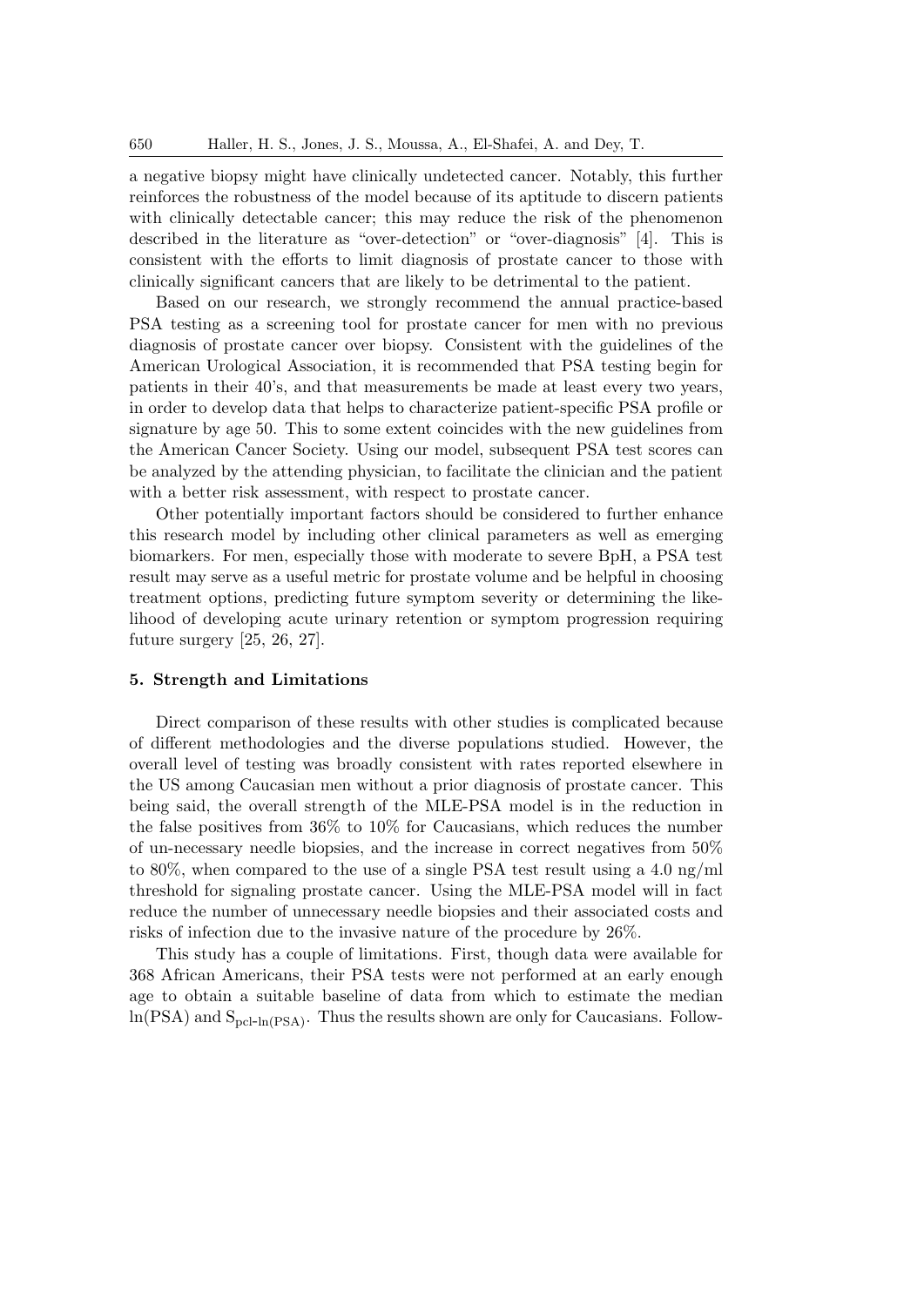a negative biopsy might have clinically undetected cancer. Notably, this further reinforces the robustness of the model because of its aptitude to discern patients with clinically detectable cancer; this may reduce the risk of the phenomenon described in the literature as "over-detection" or "over-diagnosis" [4]. This is consistent with the efforts to limit diagnosis of prostate cancer to those with clinically significant cancers that are likely to be detrimental to the patient.

Based on our research, we strongly recommend the annual practice-based PSA testing as a screening tool for prostate cancer for men with no previous diagnosis of prostate cancer over biopsy. Consistent with the guidelines of the American Urological Association, it is recommended that PSA testing begin for patients in their 40's, and that measurements be made at least every two years, in order to develop data that helps to characterize patient-specific PSA profile or signature by age 50. This to some extent coincides with the new guidelines from the American Cancer Society. Using our model, subsequent PSA test scores can be analyzed by the attending physician, to facilitate the clinician and the patient with a better risk assessment, with respect to prostate cancer.

Other potentially important factors should be considered to further enhance this research model by including other clinical parameters as well as emerging biomarkers. For men, especially those with moderate to severe BpH, a PSA test result may serve as a useful metric for prostate volume and be helpful in choosing treatment options, predicting future symptom severity or determining the likelihood of developing acute urinary retention or symptom progression requiring future surgery [25, 26, 27].

## 5. Strength and Limitations

Direct comparison of these results with other studies is complicated because of different methodologies and the diverse populations studied. However, the overall level of testing was broadly consistent with rates reported elsewhere in the US among Caucasian men without a prior diagnosis of prostate cancer. This being said, the overall strength of the MLE-PSA model is in the reduction in the false positives from 36% to 10% for Caucasians, which reduces the number of un-necessary needle biopsies, and the increase in correct negatives from 50% to 80%, when compared to the use of a single PSA test result using a 4.0 ng/ml threshold for signaling prostate cancer. Using the MLE-PSA model will in fact reduce the number of unnecessary needle biopsies and their associated costs and risks of infection due to the invasive nature of the procedure by 26%.

This study has a couple of limitations. First, though data were available for 368 African Americans, their PSA tests were not performed at an early enough age to obtain a suitable baseline of data from which to estimate the median ln(PSA) and $S_{\text{pcl-ln(PSA)}}$. Thus the results shown are only for Caucasians. Follow-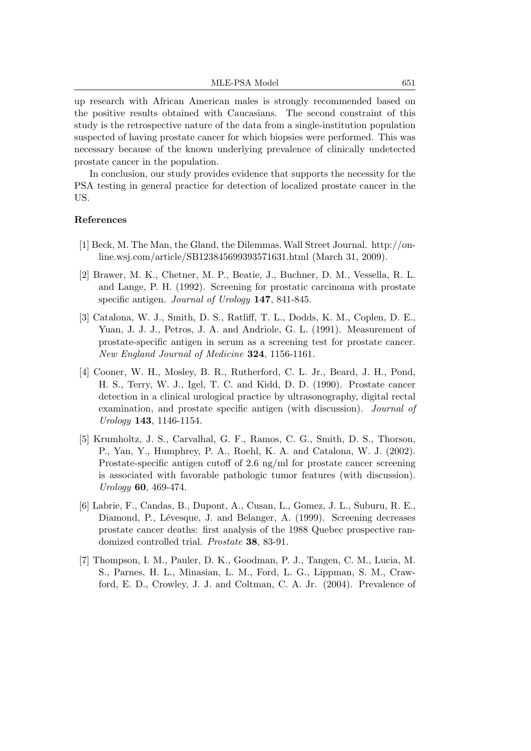up research with African American males is strongly recommended based on the positive results obtained with Caucasians. The second constraint of this study is the retrospective nature of the data from a single-institution population suspected of having prostate cancer for which biopsies were performed. This was necessary because of the known underlying prevalence of clinically undetected prostate cancer in the population.

In conclusion, our study provides evidence that supports the necessity for the PSA testing in general practice for detection of localized prostate cancer in the US.

## References

[1] Beck, M. The Man, the Gland, the Dilemmas. Wall Street Journal. http://online.wsj.com/article/SB123845699393571631.html (March 31, 2009).

[2] Brawer, M. K., Chetner, M. P., Beatie, J., Buchner, D. M., Vessella, R. L. and Lange, P. H. (1992). Screening for prostatic carcinoma with prostate specific antigen. *Journal of Urology* **147**, 841-845.

[3] Catalona, W. J., Smith, D. S., Ratliff, T. L., Dodds, K. M., Coplen, D. E., Yuan, J. J. J., Petros, J. A. and Andriole, G. L. (1991). Measurement of prostate-specific antigen in serum as a screening test for prostate cancer. *New England Journal of Medicine* **324**, 1156-1161.

[4] Cooner, W. H., Mosley, B. R., Rutherford, C. L. Jr., Beard, J. H., Pond, H. S., Terry, W. J., Igel, T. C. and Kidd, D. D. (1990). Prostate cancer detection in a clinical urological practice by ultrasonography, digital rectal examination, and prostate specific antigen (with discussion). *Journal of Urology* **143**, 1146-1154.

[5] Krumholtz, J. S., Carvalhal, G. F., Ramos, C. G., Smith, D. S., Thorson, P., Yan, Y., Humphrey, P. A., Roehl, K. A. and Catalona, W. J. (2002). Prostate-specific antigen cutoff of 2.6 ng/ml for prostate cancer screening is associated with favorable pathologic tumor features (with discussion). *Urology* **60**, 469-474.

[6] Labrie, F., Candas, B., Dupont, A., Cusan, L., Gomez, J. L., Suburu, R. E., Diamond, P., Lévesque, J. and Belanger, A. (1999). Screening decreases prostate cancer deaths: first analysis of the 1988 Quebec prospective randomized controlled trial. *Prostate* **38**, 83-91.

[7] Thompson, I. M., Pauler, D. K., Goodman, P. J., Tangen, C. M., Lucia, M. S., Parnes, H. L., Minasian, L. M., Ford, L. G., Lippman, S. M., Crawford, E. D., Crowley, J. J. and Coltman, C. A. Jr. (2004). Prevalence of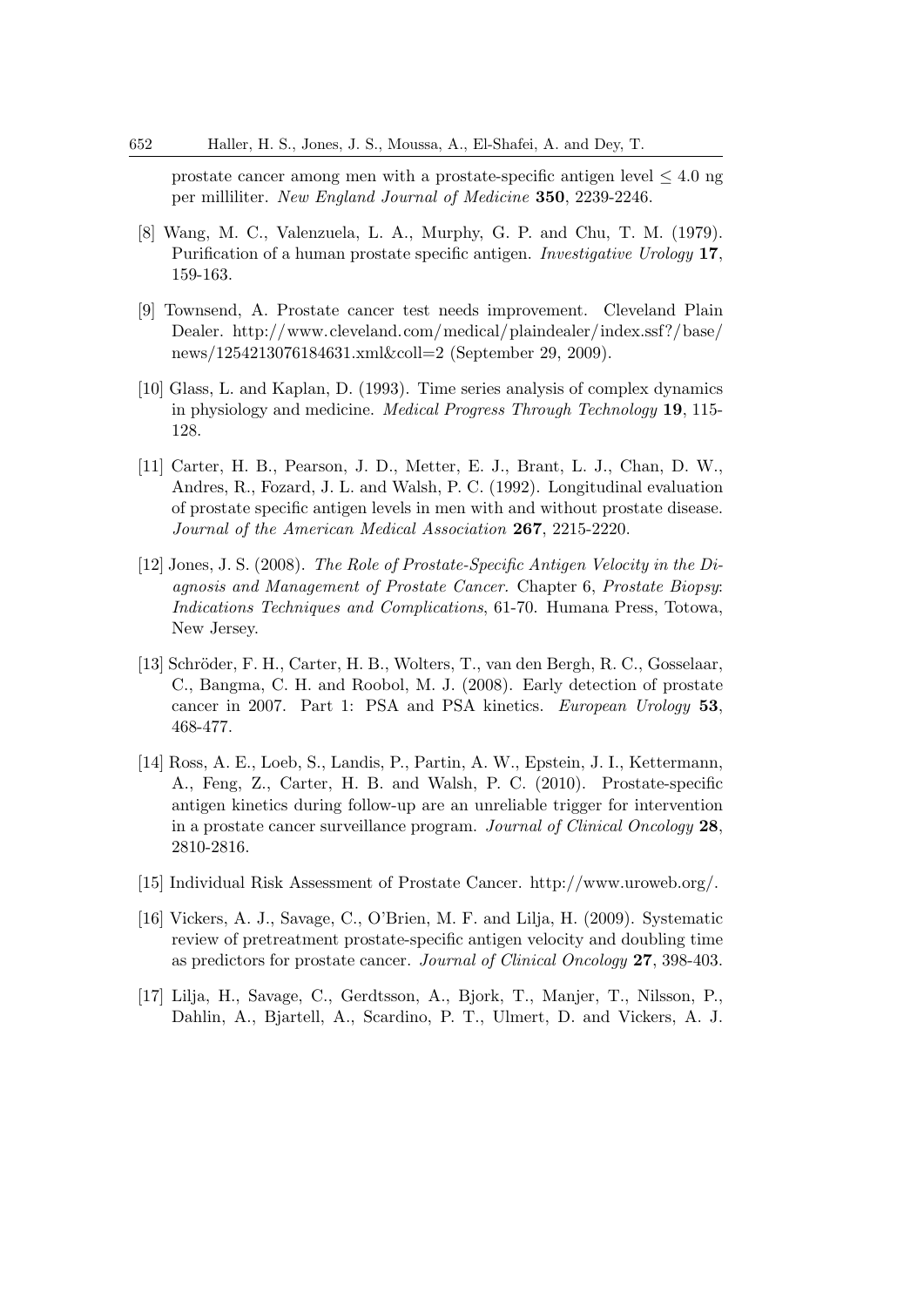prostate cancer among men with a prostate-specific antigen level $\leq 4.0$ ng per milliliter. *New England Journal of Medicine* **350**, 2239-2246.

[8] Wang, M. C., Valenzuela, L. A., Murphy, G. P. and Chu, T. M. (1979). Purification of a human prostate specific antigen. *Investigative Urology* **17**, 159-163.

[9] Townsend, A. Prostate cancer test needs improvement. Cleveland Plain Dealer. http://www.cleveland.com/medical/plaindealer/index.ssf?/base/news/1254213076184631.xml&coll=2 (September 29, 2009).

[10] Glass, L. and Kaplan, D. (1993). Time series analysis of complex dynamics in physiology and medicine. *Medical Progress Through Technology* **19**, 115-128.

[11] Carter, H. B., Pearson, J. D., Metter, E. J., Brant, L. J., Chan, D. W., Andres, R., Fozard, J. L. and Walsh, P. C. (1992). Longitudinal evaluation of prostate specific antigen levels in men with and without prostate disease. *Journal of the American Medical Association* **267**, 2215-2220.

[12] Jones, J. S. (2008). *The Role of Prostate-Specific Antigen Velocity in the Diagnosis and Management of Prostate Cancer.* Chapter 6, *Prostate Biopsy*: *Indications Techniques and Complications*, 61-70. Humana Press, Totowa, New Jersey.

[13] Schröder, F. H., Carter, H. B., Wolters, T., van den Bergh, R. C., Gosselaar, C., Bangma, C. H. and Roobol, M. J. (2008). Early detection of prostate cancer in 2007. Part 1: PSA and PSA kinetics. *European Urology* **53**, 468-477.

[14] Ross, A. E., Loeb, S., Landis, P., Partin, A. W., Epstein, J. I., Kettermann, A., Feng, Z., Carter, H. B. and Walsh, P. C. (2010). Prostate-specific antigen kinetics during follow-up are an unreliable trigger for intervention in a prostate cancer surveillance program. *Journal of Clinical Oncology* **28**, 2810-2816.

[15] Individual Risk Assessment of Prostate Cancer. http://www.uroweb.org/.

[16] Vickers, A. J., Savage, C., O'Brien, M. F. and Lilja, H. (2009). Systematic review of pretreatment prostate-specific antigen velocity and doubling time as predictors for prostate cancer. *Journal of Clinical Oncology* **27**, 398-403.

[17] Lilja, H., Savage, C., Gerdtsson, A., Bjork, T., Manjer, T., Nilsson, P., Dahlin, A., Bjartell, A., Scardino, P. T., Ulmert, D. and Vickers, A. J.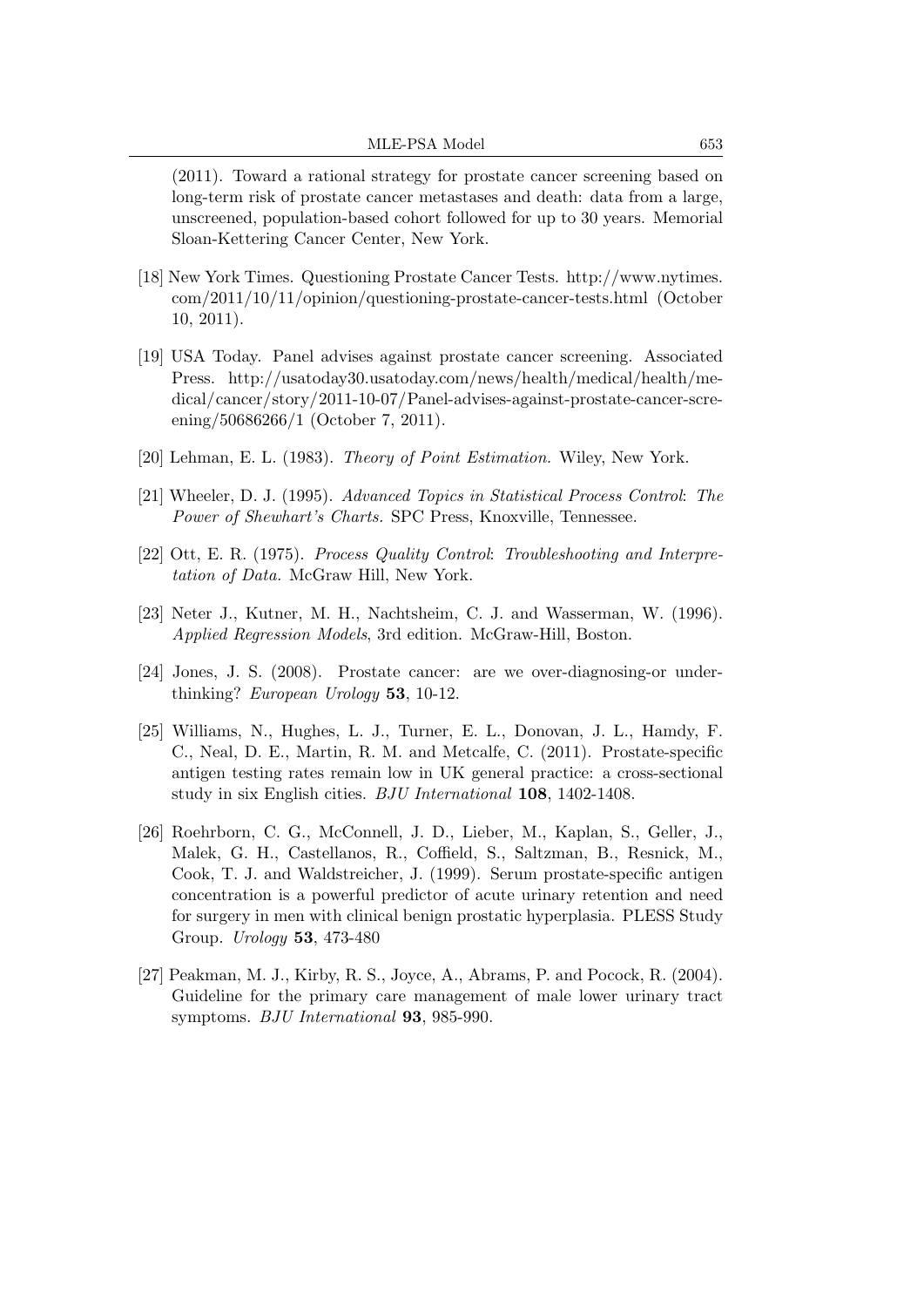(2011). Toward a rational strategy for prostate cancer screening based on long-term risk of prostate cancer metastases and death: data from a large, unscreened, population-based cohort followed for up to 30 years. Memorial Sloan-Kettering Cancer Center, New York.

[18] New York Times. Questioning Prostate Cancer Tests. http://www.nytimes.com/2011/10/11/opinion/questioning-prostate-cancer-tests.html (October 10, 2011).

[19] USA Today. Panel advises against prostate cancer screening. Associated Press. http://usatoday30.usatoday.com/news/health/medical/health/medical/cancer/story/2011-10-07/Panel-advises-against-prostate-cancer-screening/50686266/1 (October 7, 2011).

[20] Lehman, E. L. (1983). *Theory of Point Estimation.* Wiley, New York.

[21] Wheeler, D. J. (1995). *Advanced Topics in Statistical Process Control*: *The Power of Shewhart's Charts.* SPC Press, Knoxville, Tennessee.

[22] Ott, E. R. (1975). *Process Quality Control*: *Troubleshooting and Interpretation of Data.* McGraw Hill, New York.

[23] Neter J., Kutner, M. H., Nachtsheim, C. J. and Wasserman, W. (1996). *Applied Regression Models*, 3rd edition. McGraw-Hill, Boston.

[24] Jones, J. S. (2008). Prostate cancer: are we over-diagnosing-or under-thinking? *European Urology* **53**, 10-12.

[25] Williams, N., Hughes, L. J., Turner, E. L., Donovan, J. L., Hamdy, F. C., Neal, D. E., Martin, R. M. and Metcalfe, C. (2011). Prostate-specific antigen testing rates remain low in UK general practice: a cross-sectional study in six English cities. *BJU International* **108**, 1402-1408.

[26] Roehrborn, C. G., McConnell, J. D., Lieber, M., Kaplan, S., Geller, J., Malek, G. H., Castellanos, R., Coffield, S., Saltzman, B., Resnick, M., Cook, T. J. and Waldstreicher, J. (1999). Serum prostate-specific antigen concentration is a powerful predictor of acute urinary retention and need for surgery in men with clinical benign prostatic hyperplasia. PLESS Study Group. *Urology* **53**, 473-480

[27] Peakman, M. J., Kirby, R. S., Joyce, A., Abrams, P. and Pocock, R. (2004). Guideline for the primary care management of male lower urinary tract symptoms. *BJU International* **93**, 985-990.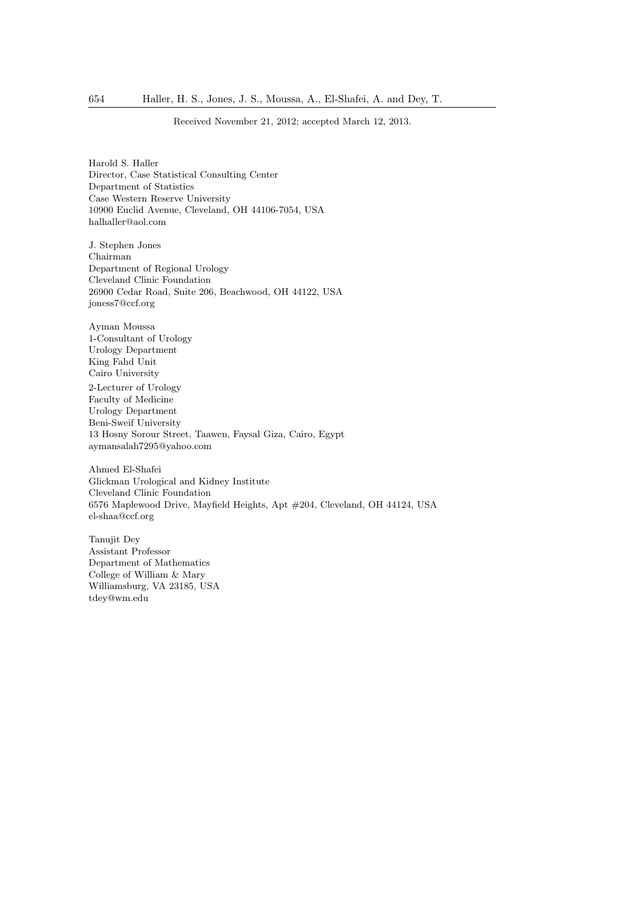Received November 21, 2012; accepted March 12, 2013.

Harold S. Haller
Director, Case Statistical Consulting Center
Department of Statistics
Case Western Reserve University
10900 Euclid Avenue, Cleveland, OH 44106-7054, USA
halhaller@aol.com

J. Stephen Jones
Chairman
Department of Regional Urology
Cleveland Clinic Foundation
26900 Cedar Road, Suite 206, Beachwood, OH 44122, USA
joness7@ccf.org

Ayman Moussa
1-Consultant of Urology
Urology Department
King Fahd Unit
Cairo University
2-Lecturer of Urology
Faculty of Medicine
Urology Department
Beni-Sweif University
13 Hosny Sorour Street, Taawen, Faysal Giza, Cairo, Egypt
aymansalah7295@yahoo.com

Ahmed El-Shafei
Glickman Urological and Kidney Institute
Cleveland Clinic Foundation
6576 Maplewood Drive, Mayfield Heights, Apt #204, Cleveland, OH 44124, USA
el-shaa@ccf.org

Tanujit Dey
Assistant Professor
Department of Mathematics
College of William & Mary
Williamsburg, VA 23185, USA
tdey@wm.edu